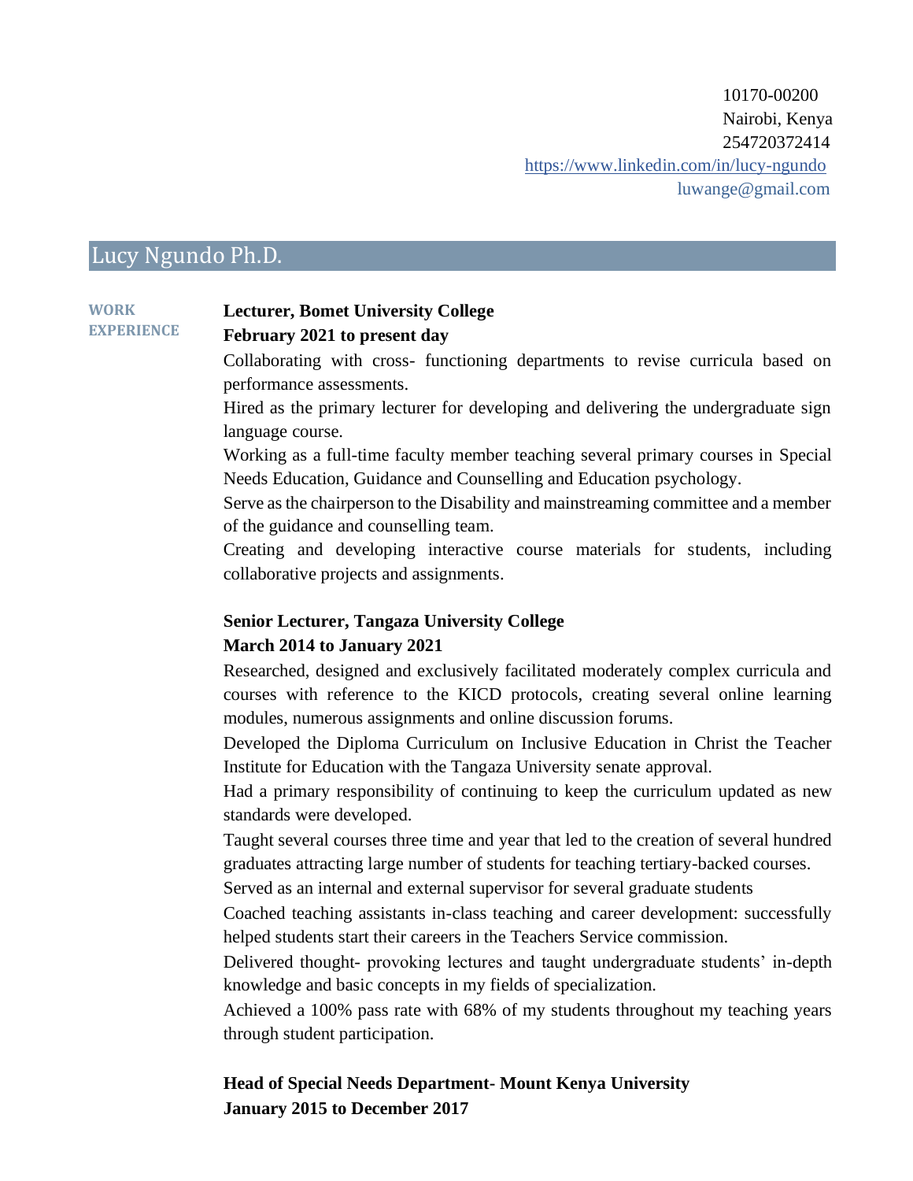10170-00200
Nairobi, Kenya
254720372414
https://www.linkedin.com/in/lucy-ngundo
luwange@gmail.com

# Lucy Ngundo Ph.D.

## WORK EXPERIENCE

**Lecturer, Bomet University College**
**February 2021 to present day**

Collaborating with cross- functioning departments to revise curricula based on performance assessments.

Hired as the primary lecturer for developing and delivering the undergraduate sign language course.

Working as a full-time faculty member teaching several primary courses in Special Needs Education, Guidance and Counselling and Education psychology.

Serve as the chairperson to the Disability and mainstreaming committee and a member of the guidance and counselling team.

Creating and developing interactive course materials for students, including collaborative projects and assignments.

**Senior Lecturer, Tangaza University College**
**March 2014 to January 2021**

Researched, designed and exclusively facilitated moderately complex curricula and courses with reference to the KICD protocols, creating several online learning modules, numerous assignments and online discussion forums.

Developed the Diploma Curriculum on Inclusive Education in Christ the Teacher Institute for Education with the Tangaza University senate approval.

Had a primary responsibility of continuing to keep the curriculum updated as new standards were developed.

Taught several courses three time and year that led to the creation of several hundred graduates attracting large number of students for teaching tertiary-backed courses.

Served as an internal and external supervisor for several graduate students

Coached teaching assistants in-class teaching and career development: successfully helped students start their careers in the Teachers Service commission.

Delivered thought- provoking lectures and taught undergraduate students' in-depth knowledge and basic concepts in my fields of specialization.

Achieved a 100% pass rate with 68% of my students throughout my teaching years through student participation.

**Head of Special Needs Department- Mount Kenya University**
**January 2015 to December 2017**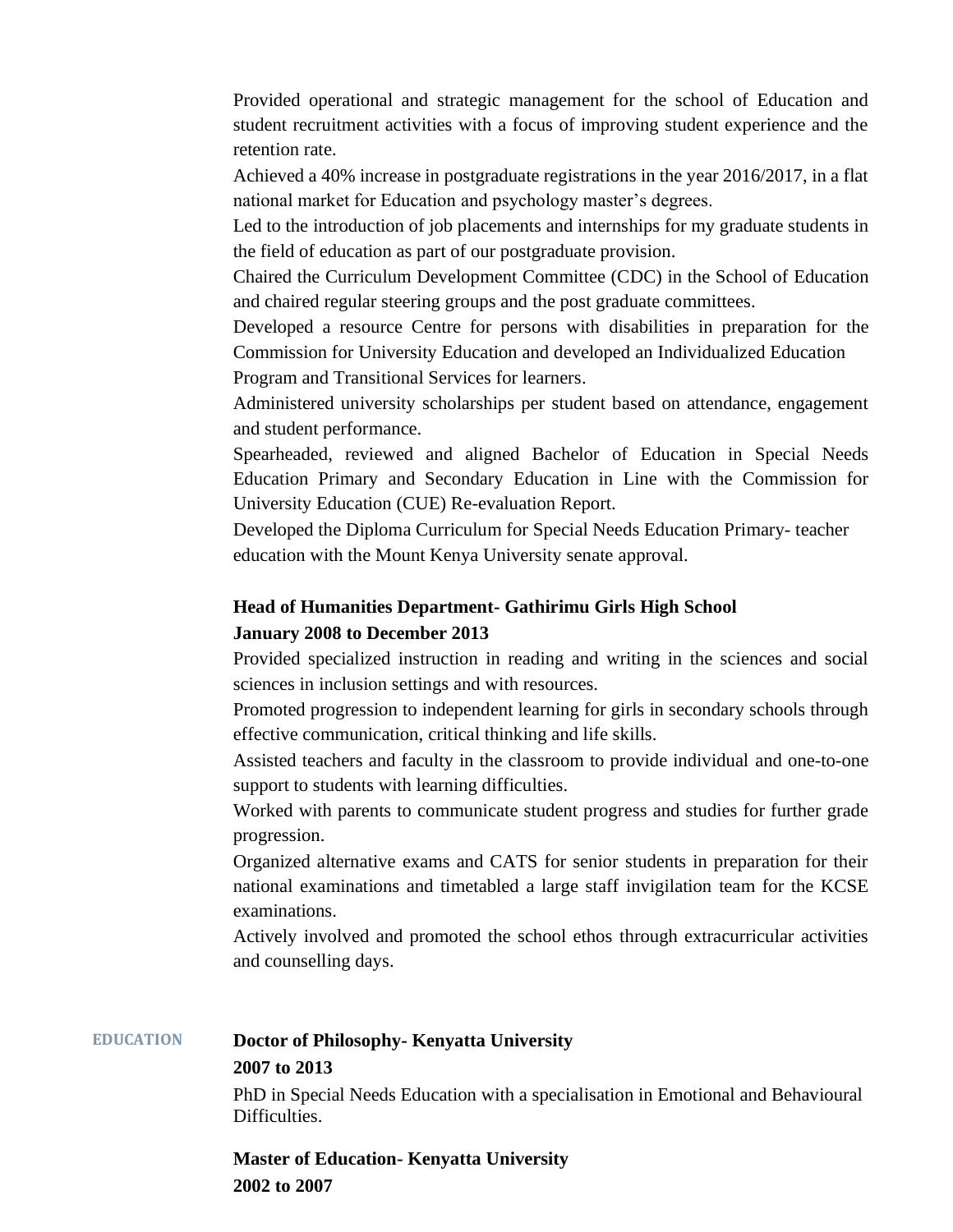Provided operational and strategic management for the school of Education and student recruitment activities with a focus of improving student experience and the retention rate.

Achieved a 40% increase in postgraduate registrations in the year 2016/2017, in a flat national market for Education and psychology master's degrees.

Led to the introduction of job placements and internships for my graduate students in the field of education as part of our postgraduate provision.

Chaired the Curriculum Development Committee (CDC) in the School of Education and chaired regular steering groups and the post graduate committees.

Developed a resource Centre for persons with disabilities in preparation for the Commission for University Education and developed an Individualized Education Program and Transitional Services for learners.

Administered university scholarships per student based on attendance, engagement and student performance.

Spearheaded, reviewed and aligned Bachelor of Education in Special Needs Education Primary and Secondary Education in Line with the Commission for University Education (CUE) Re-evaluation Report.

Developed the Diploma Curriculum for Special Needs Education Primary- teacher education with the Mount Kenya University senate approval.

**Head of Humanities Department- Gathirimu Girls High School**
**January 2008 to December 2013**

Provided specialized instruction in reading and writing in the sciences and social sciences in inclusion settings and with resources.

Promoted progression to independent learning for girls in secondary schools through effective communication, critical thinking and life skills.

Assisted teachers and faculty in the classroom to provide individual and one-to-one support to students with learning difficulties.

Worked with parents to communicate student progress and studies for further grade progression.

Organized alternative exams and CATS for senior students in preparation for their national examinations and timetabled a large staff invigilation team for the KCSE examinations.

Actively involved and promoted the school ethos through extracurricular activities and counselling days.

## EDUCATION

**Doctor of Philosophy- Kenyatta University**
**2007 to 2013**

PhD in Special Needs Education with a specialisation in Emotional and Behavioural Difficulties.

**Master of Education- Kenyatta University**
**2002 to 2007**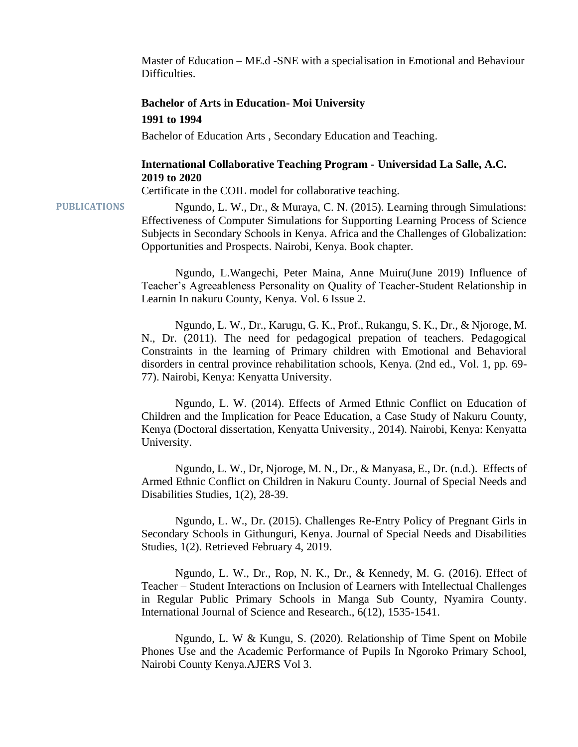Master of Education – ME.d -SNE with a specialisation in Emotional and Behaviour Difficulties.

**Bachelor of Arts in Education- Moi University**

**1991 to 1994**

Bachelor of Education Arts , Secondary Education and Teaching.

**International Collaborative Teaching Program - Universidad La Salle, A.C.**
**2019 to 2020**

Certificate in the COIL model for collaborative teaching.

## PUBLICATIONS

Ngundo, L. W., Dr., & Muraya, C. N. (2015). Learning through Simulations: Effectiveness of Computer Simulations for Supporting Learning Process of Science Subjects in Secondary Schools in Kenya. Africa and the Challenges of Globalization: Opportunities and Prospects. Nairobi, Kenya. Book chapter.

Ngundo, L.Wangechi, Peter Maina, Anne Muiru(June 2019) Influence of Teacher's Agreeableness Personality on Quality of Teacher-Student Relationship in Learnin In nakuru County, Kenya. Vol. 6 Issue 2.

Ngundo, L. W., Dr., Karugu, G. K., Prof., Rukangu, S. K., Dr., & Njoroge, M. N., Dr. (2011). The need for pedagogical prepation of teachers. Pedagogical Constraints in the learning of Primary children with Emotional and Behavioral disorders in central province rehabilitation schools, Kenya. (2nd ed., Vol. 1, pp. 69-77). Nairobi, Kenya: Kenyatta University.

Ngundo, L. W. (2014). Effects of Armed Ethnic Conflict on Education of Children and the Implication for Peace Education, a Case Study of Nakuru County, Kenya (Doctoral dissertation, Kenyatta University., 2014). Nairobi, Kenya: Kenyatta University.

Ngundo, L. W., Dr, Njoroge, M. N., Dr., & Manyasa, E., Dr. (n.d.). Effects of Armed Ethnic Conflict on Children in Nakuru County. Journal of Special Needs and Disabilities Studies, 1(2), 28-39.

Ngundo, L. W., Dr. (2015). Challenges Re-Entry Policy of Pregnant Girls in Secondary Schools in Githunguri, Kenya. Journal of Special Needs and Disabilities Studies, 1(2). Retrieved February 4, 2019.

Ngundo, L. W., Dr., Rop, N. K., Dr., & Kennedy, M. G. (2016). Effect of Teacher – Student Interactions on Inclusion of Learners with Intellectual Challenges in Regular Public Primary Schools in Manga Sub County, Nyamira County. International Journal of Science and Research., 6(12), 1535-1541.

Ngundo, L. W & Kungu, S. (2020). Relationship of Time Spent on Mobile Phones Use and the Academic Performance of Pupils In Ngoroko Primary School, Nairobi County Kenya.AJERS Vol 3.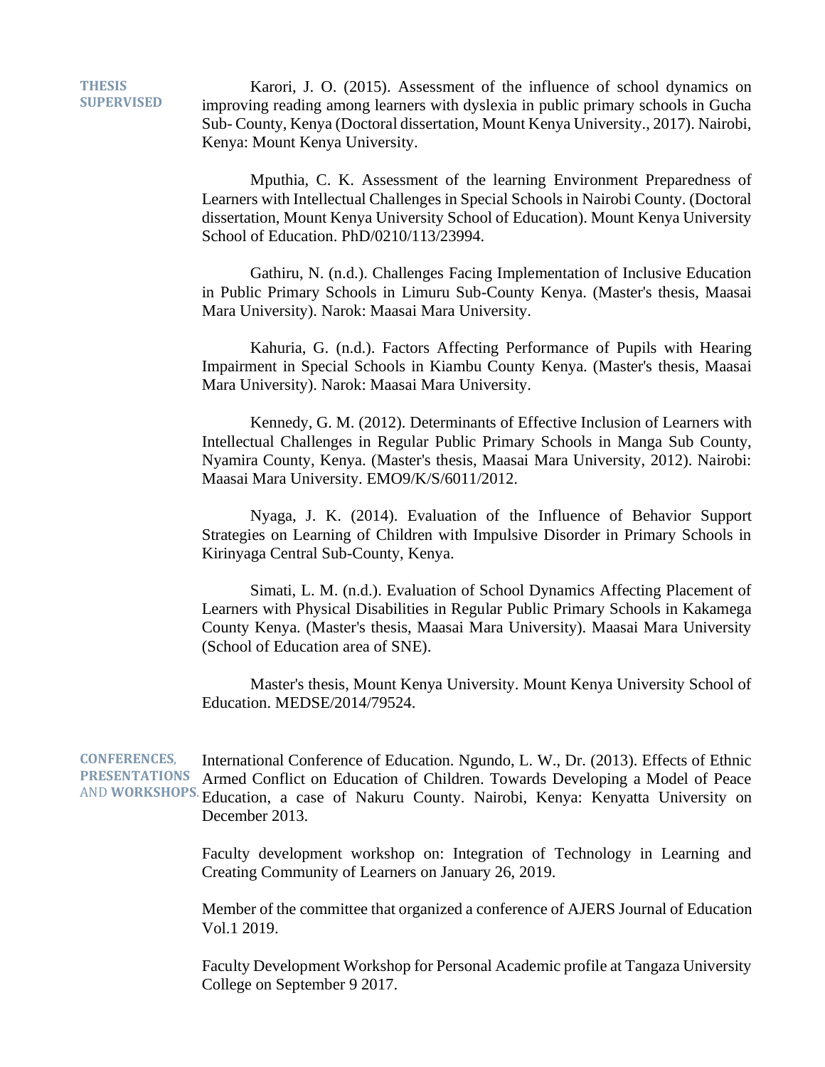**THESIS SUPERVISED**

Karori, J. O. (2015). Assessment of the influence of school dynamics on improving reading among learners with dyslexia in public primary schools in Gucha Sub- County, Kenya (Doctoral dissertation, Mount Kenya University., 2017). Nairobi, Kenya: Mount Kenya University.

Mputhia, C. K. Assessment of the learning Environment Preparedness of Learners with Intellectual Challenges in Special Schools in Nairobi County. (Doctoral dissertation, Mount Kenya University School of Education). Mount Kenya University School of Education. PhD/0210/113/23994.

Gathiru, N. (n.d.). Challenges Facing Implementation of Inclusive Education in Public Primary Schools in Limuru Sub-County Kenya. (Master's thesis, Maasai Mara University). Narok: Maasai Mara University.

Kahuria, G. (n.d.). Factors Affecting Performance of Pupils with Hearing Impairment in Special Schools in Kiambu County Kenya. (Master's thesis, Maasai Mara University). Narok: Maasai Mara University.

Kennedy, G. M. (2012). Determinants of Effective Inclusion of Learners with Intellectual Challenges in Regular Public Primary Schools in Manga Sub County, Nyamira County, Kenya. (Master's thesis, Maasai Mara University, 2012). Nairobi: Maasai Mara University. EMO9/K/S/6011/2012.

Nyaga, J. K. (2014). Evaluation of the Influence of Behavior Support Strategies on Learning of Children with Impulsive Disorder in Primary Schools in Kirinyaga Central Sub-County, Kenya.

Simati, L. M. (n.d.). Evaluation of School Dynamics Affecting Placement of Learners with Physical Disabilities in Regular Public Primary Schools in Kakamega County Kenya. (Master's thesis, Maasai Mara University). Maasai Mara University (School of Education area of SNE).

Master's thesis, Mount Kenya University. Mount Kenya University School of Education. MEDSE/2014/79524.

**CONFERENCES, PRESENTATIONS AND WORKSHOPS.**

International Conference of Education. Ngundo, L. W., Dr. (2013). Effects of Ethnic Armed Conflict on Education of Children. Towards Developing a Model of Peace Education, a case of Nakuru County. Nairobi, Kenya: Kenyatta University on December 2013.

Faculty development workshop on: Integration of Technology in Learning and Creating Community of Learners on January 26, 2019.

Member of the committee that organized a conference of AJERS Journal of Education Vol.1 2019.

Faculty Development Workshop for Personal Academic profile at Tangaza University College on September 9 2017.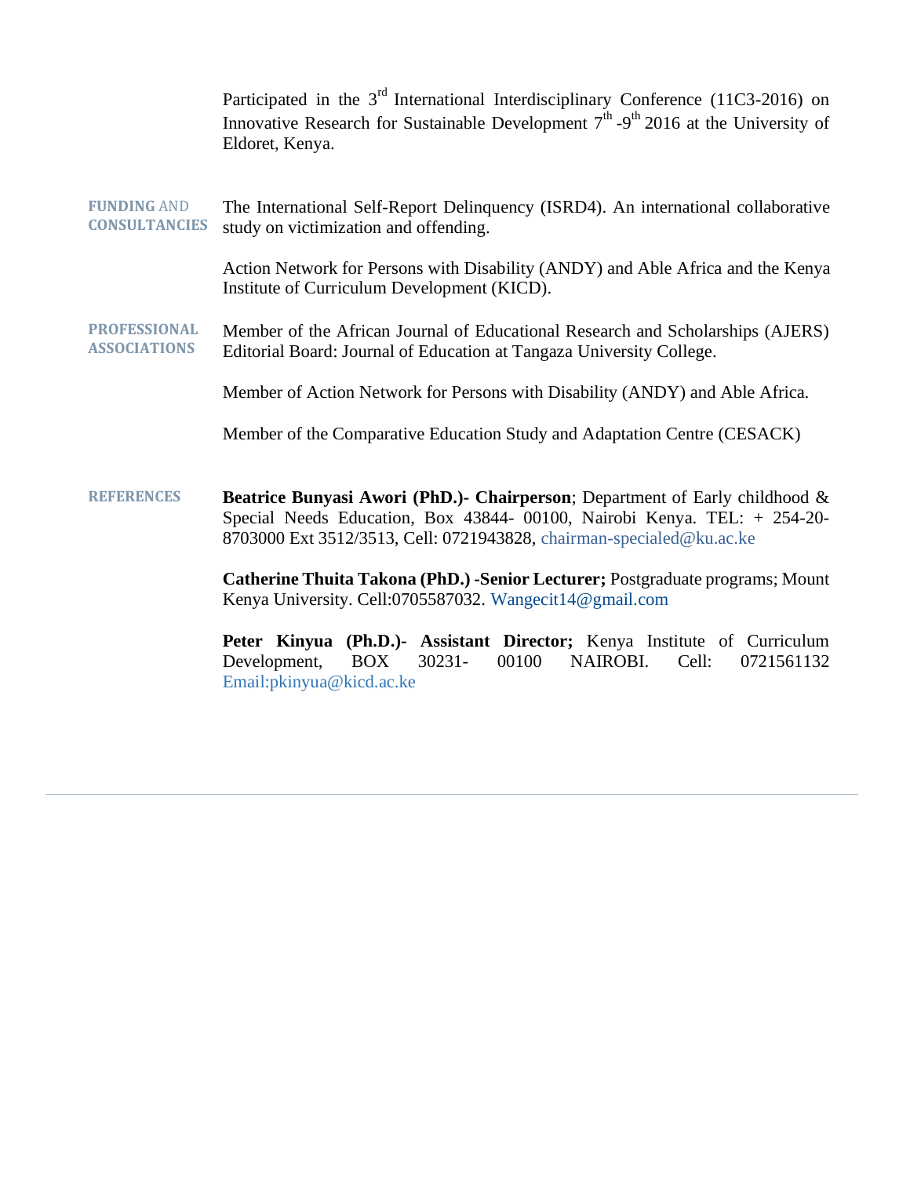Participated in the 3rd International Interdisciplinary Conference (11C3-2016) on Innovative Research for Sustainable Development 7th -9th 2016 at the University of Eldoret, Kenya.

## FUNDING AND CONSULTANCIES

The International Self-Report Delinquency (ISRD4). An international collaborative study on victimization and offending.

Action Network for Persons with Disability (ANDY) and Able Africa and the Kenya Institute of Curriculum Development (KICD).

## PROFESSIONAL ASSOCIATIONS

Member of the African Journal of Educational Research and Scholarships (AJERS) Editorial Board: Journal of Education at Tangaza University College.

Member of Action Network for Persons with Disability (ANDY) and Able Africa.

Member of the Comparative Education Study and Adaptation Centre (CESACK)

## REFERENCES

**Beatrice Bunyasi Awori (PhD.)- Chairperson**; Department of Early childhood & Special Needs Education, Box 43844- 00100, Nairobi Kenya. TEL: + 254-20-8703000 Ext 3512/3513, Cell: 0721943828, chairman-specialed@ku.ac.ke

**Catherine Thuita Takona (PhD.) -Senior Lecturer;** Postgraduate programs; Mount Kenya University. Cell:0705587032. Wangecit14@gmail.com

**Peter Kinyua (Ph.D.)- Assistant Director;** Kenya Institute of Curriculum Development, BOX 30231- 00100 NAIROBI. Cell: 0721561132 Email:pkinyua@kicd.ac.ke